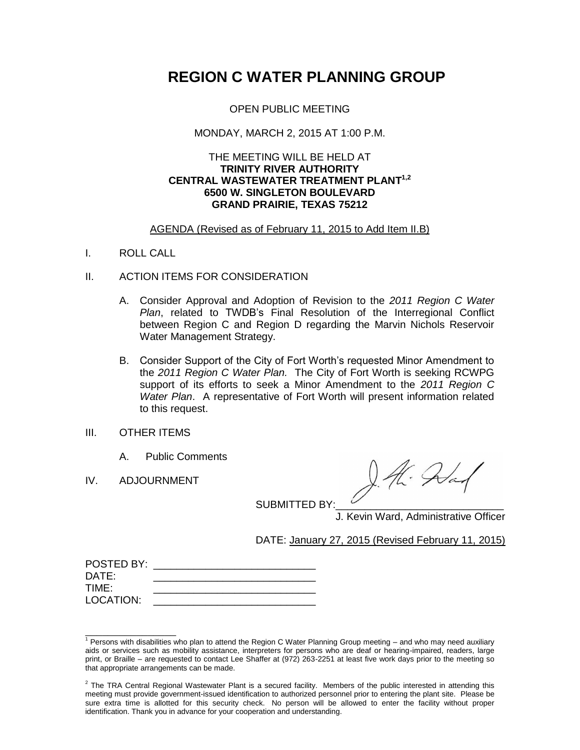# REGION C WATER PLANNING GROUP

OPEN PUBLIC MEETING

MONDAY, MARCH 2, 2015 AT 1:00 P.M.

THE MEETING WILL BE HELD AT
**TRINITY RIVER AUTHORITY**
**CENTRAL WASTEWATER TREATMENT PLANT[1,2]**
**6500 W. SINGLETON BOULEVARD**
**GRAND PRAIRIE, TEXAS 75212**

AGENDA (Revised as of February 11, 2015 to Add Item II.B)

I. ROLL CALL

II. ACTION ITEMS FOR CONSIDERATION

  A. Consider Approval and Adoption of Revision to the *2011 Region C Water Plan*, related to TWDB's Final Resolution of the Interregional Conflict between Region C and Region D regarding the Marvin Nichols Reservoir Water Management Strategy.

  B. Consider Support of the City of Fort Worth's requested Minor Amendment to the *2011 Region C Water Plan.* The City of Fort Worth is seeking RCWPG support of its efforts to seek a Minor Amendment to the *2011 Region C Water Plan*. A representative of Fort Worth will present information related to this request.

III. OTHER ITEMS

  A. Public Comments

IV. ADJOURNMENT

SUBMITTED BY:____________________________
J. Kevin Ward, Administrative Officer

DATE: January 27, 2015 (Revised February 11, 2015)

POSTED BY: ____________________________
DATE: ____________________________
TIME: ____________________________
LOCATION: ____________________________

---

[1] Persons with disabilities who plan to attend the Region C Water Planning Group meeting – and who may need auxiliary aids or services such as mobility assistance, interpreters for persons who are deaf or hearing-impaired, readers, large print, or Braille – are requested to contact Lee Shaffer at (972) 263-2251 at least five work days prior to the meeting so that appropriate arrangements can be made.

[2] The TRA Central Regional Wastewater Plant is a secured facility. Members of the public interested in attending this meeting must provide government-issued identification to authorized personnel prior to entering the plant site. Please be sure extra time is allotted for this security check. No person will be allowed to enter the facility without proper identification. Thank you in advance for your cooperation and understanding.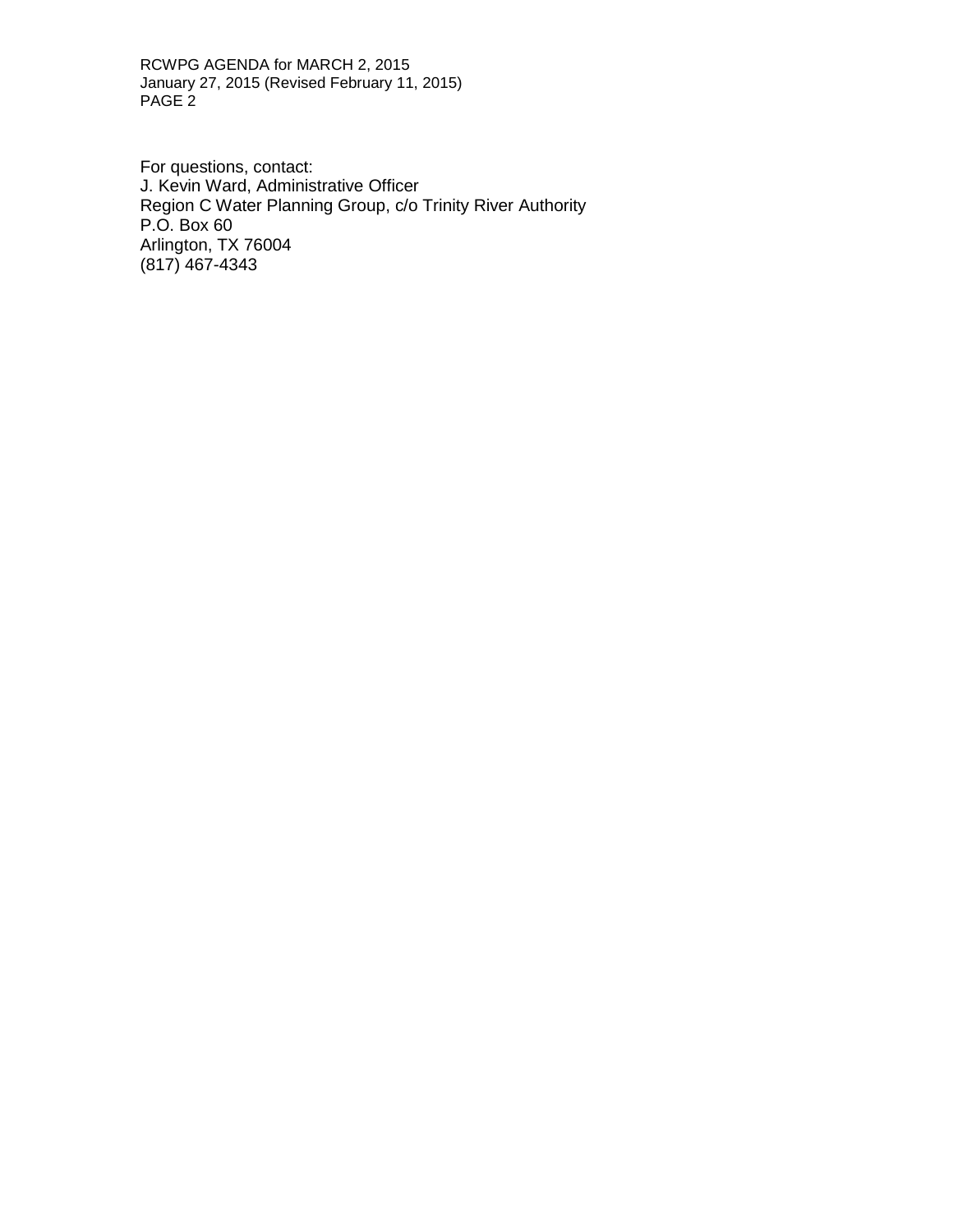For questions, contact:
J. Kevin Ward, Administrative Officer
Region C Water Planning Group, c/o Trinity River Authority
P.O. Box 60
Arlington, TX 76004
(817) 467-4343